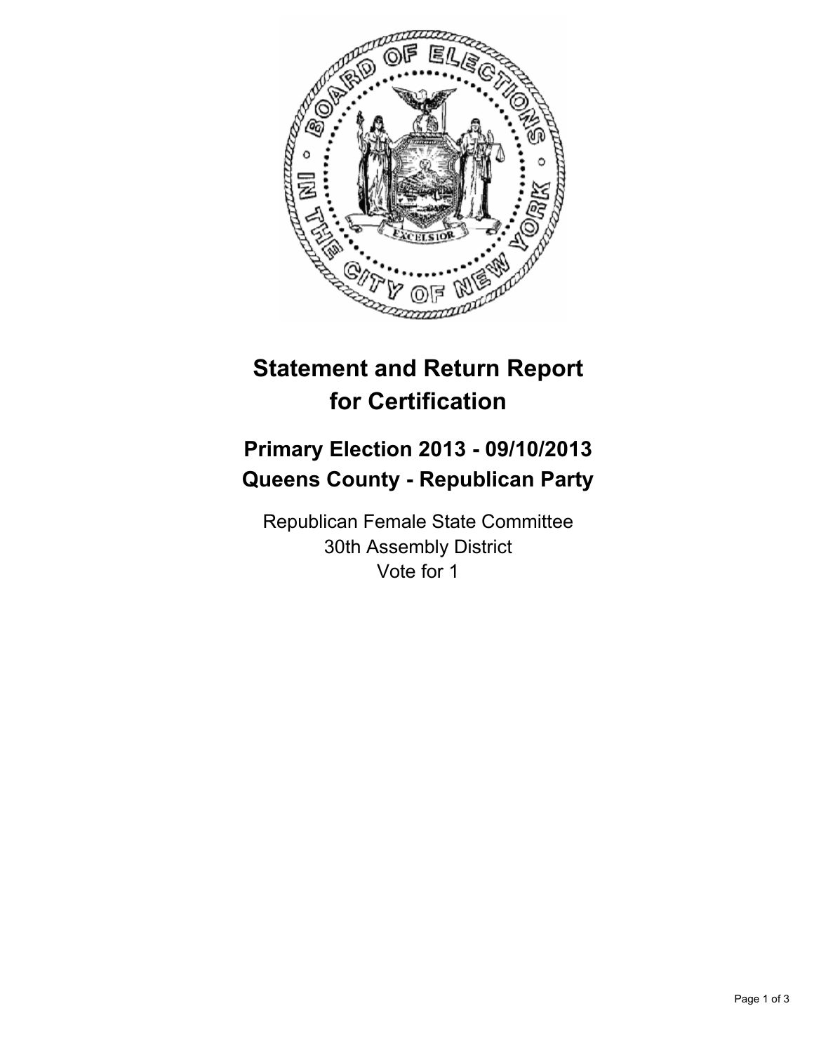# Statement and Return Report for Certification

## Primary Election 2013 - 09/10/2013
## Queens County - Republican Party

Republican Female State Committee
30th Assembly District
Vote for 1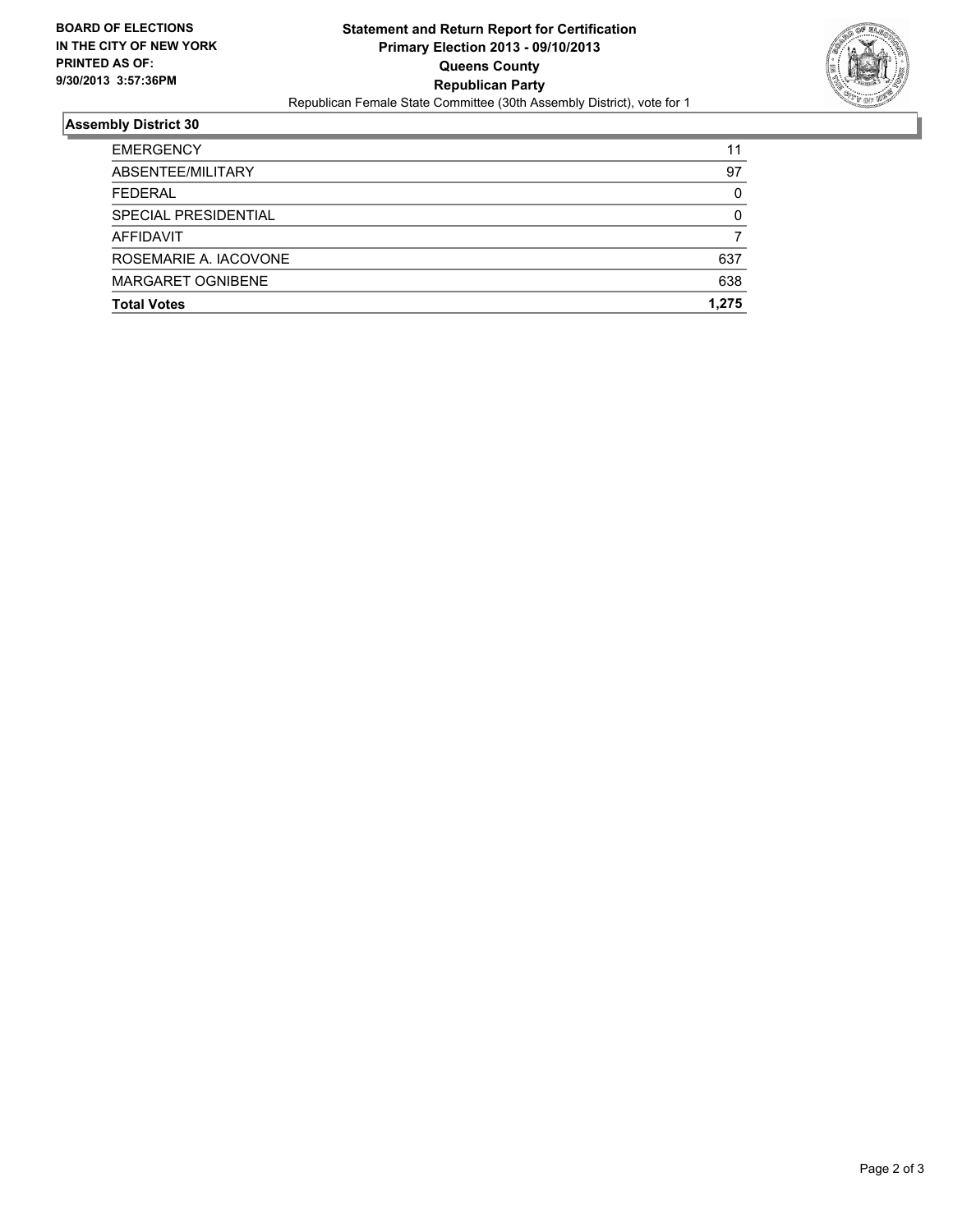**BOARD OF ELECTIONS IN THE CITY OF NEW YORK PRINTED AS OF: 9/30/2013 3:57:36PM**

**Statement and Return Report for Certification**
**Primary Election 2013 - 09/10/2013**
**Queens County**
**Republican Party**
Republican Female State Committee (30th Assembly District), vote for 1

## Assembly District 30

| | |
|---|---|
| EMERGENCY | 11 |
| ABSENTEE/MILITARY | 97 |
| FEDERAL | 0 |
| SPECIAL PRESIDENTIAL | 0 |
| AFFIDAVIT | 7 |
| ROSEMARIE A. IACOVONE | 637 |
| MARGARET OGNIBENE | 638 |
| **Total Votes** | **1,275** |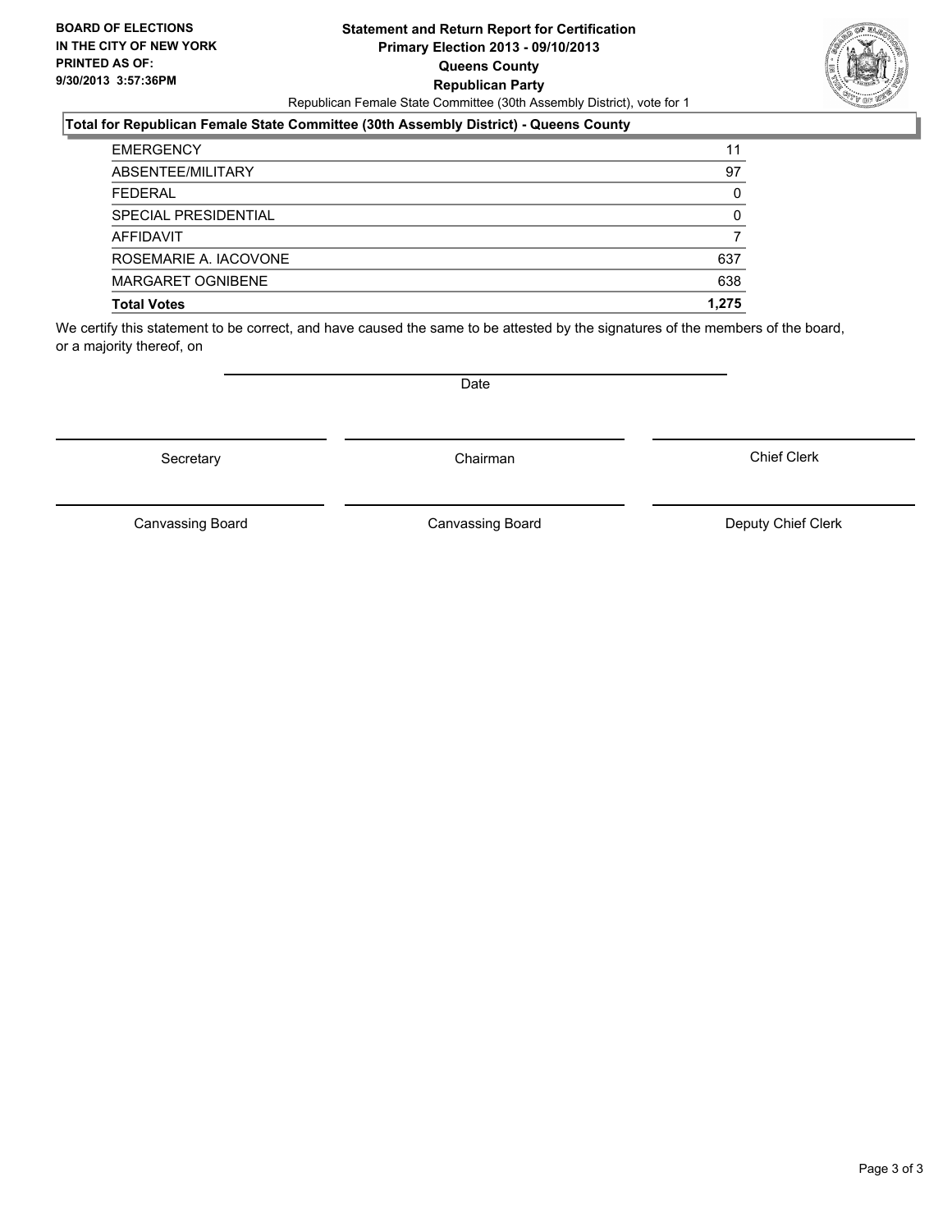**BOARD OF ELECTIONS IN THE CITY OF NEW YORK PRINTED AS OF: 9/30/2013 3:57:36PM**

**Statement and Return Report for Certification**
**Primary Election 2013 - 09/10/2013**
**Queens County**
**Republican Party**
Republican Female State Committee (30th Assembly District), vote for 1

**Total for Republican Female State Committee (30th Assembly District) - Queens County**

| | |
|---|---|
| EMERGENCY | 11 |
| ABSENTEE/MILITARY | 97 |
| FEDERAL | 0 |
| SPECIAL PRESIDENTIAL | 0 |
| AFFIDAVIT | 7 |
| ROSEMARIE A. IACOVONE | 637 |
| MARGARET OGNIBENE | 638 |
| **Total Votes** | **1,275** |

We certify this statement to be correct, and have caused the same to be attested by the signatures of the members of the board, or a majority thereof, on

Date

Secretary

Chairman

Chief Clerk

Canvassing Board

Canvassing Board

Deputy Chief Clerk